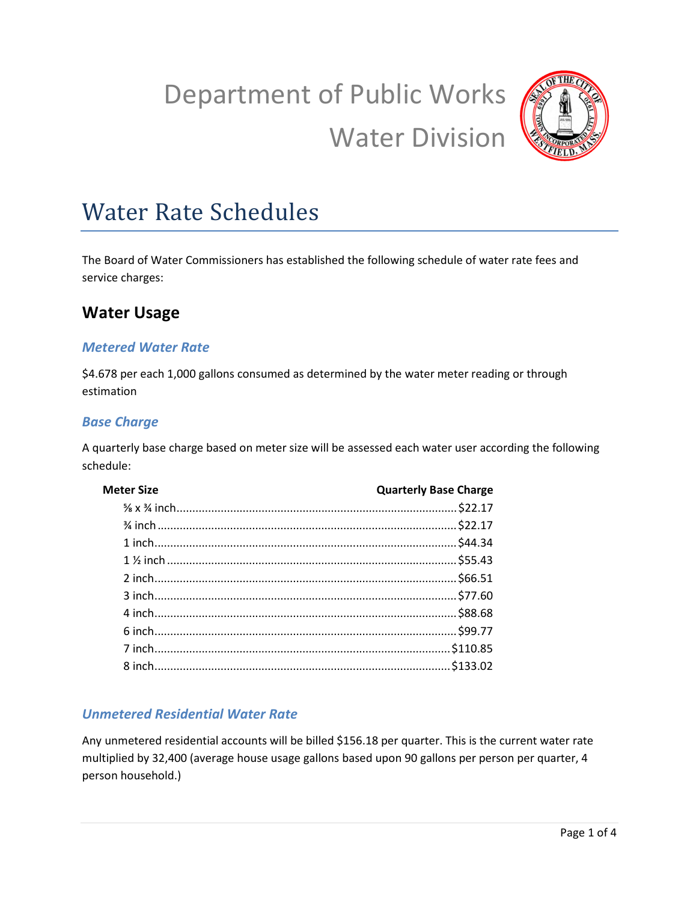# Department of Public Works
# Water Division

# Water Rate Schedules

The Board of Water Commissioners has established the following schedule of water rate fees and service charges:

## Water Usage

### *Metered Water Rate*

$4.678 per each 1,000 gallons consumed as determined by the water meter reading or through estimation

### *Base Charge*

A quarterly base charge based on meter size will be assessed each water user according the following schedule:

| Meter Size | Quarterly Base Charge |
|---|---|
| ⅝ x ¾ inch | $22.17 |
| ¾ inch | $22.17 |
| 1 inch | $44.34 |
| 1 ½ inch | $55.43 |
| 2 inch | $66.51 |
| 3 inch | $77.60 |
| 4 inch | $88.68 |
| 6 inch | $99.77 |
| 7 inch | $110.85 |
| 8 inch | $133.02 |

### *Unmetered Residential Water Rate*

Any unmetered residential accounts will be billed $156.18 per quarter. This is the current water rate multiplied by 32,400 (average house usage gallons based upon 90 gallons per person per quarter, 4 person household.)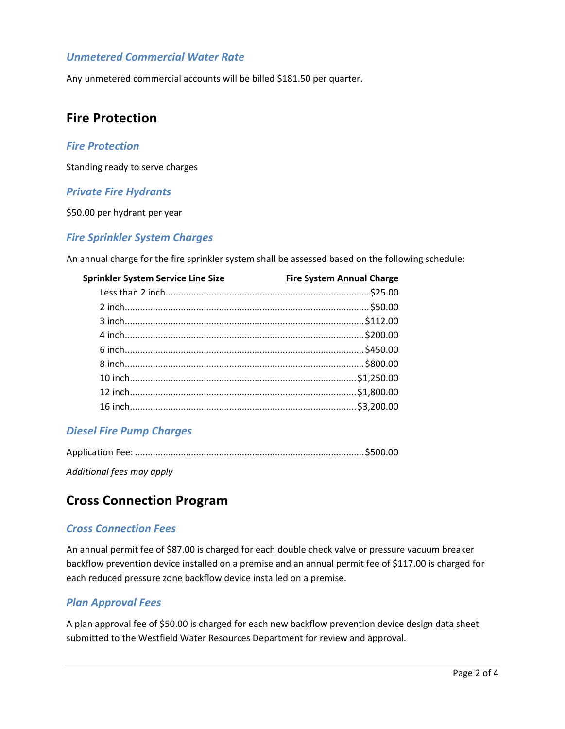### *Unmetered Commercial Water Rate*

Any unmetered commercial accounts will be billed $181.50 per quarter.

## Fire Protection

### *Fire Protection*

Standing ready to serve charges

### *Private Fire Hydrants*

$50.00 per hydrant per year

### *Fire Sprinkler System Charges*

An annual charge for the fire sprinkler system shall be assessed based on the following schedule:

| Sprinkler System Service Line Size | Fire System Annual Charge |
|---|---|
| Less than 2 inch | $25.00 |
| 2 inch | $50.00 |
| 3 inch | $112.00 |
| 4 inch | $200.00 |
| 6 inch | $450.00 |
| 8 inch | $800.00 |
| 10 inch | $1,250.00 |
| 12 inch | $1,800.00 |
| 16 inch | $3,200.00 |

### *Diesel Fire Pump Charges*

Application Fee: ........................................ $500.00

*Additional fees may apply*

## Cross Connection Program

### *Cross Connection Fees*

An annual permit fee of $87.00 is charged for each double check valve or pressure vacuum breaker backflow prevention device installed on a premise and an annual permit fee of $117.00 is charged for each reduced pressure zone backflow device installed on a premise.

### *Plan Approval Fees*

A plan approval fee of $50.00 is charged for each new backflow prevention device design data sheet submitted to the Westfield Water Resources Department for review and approval.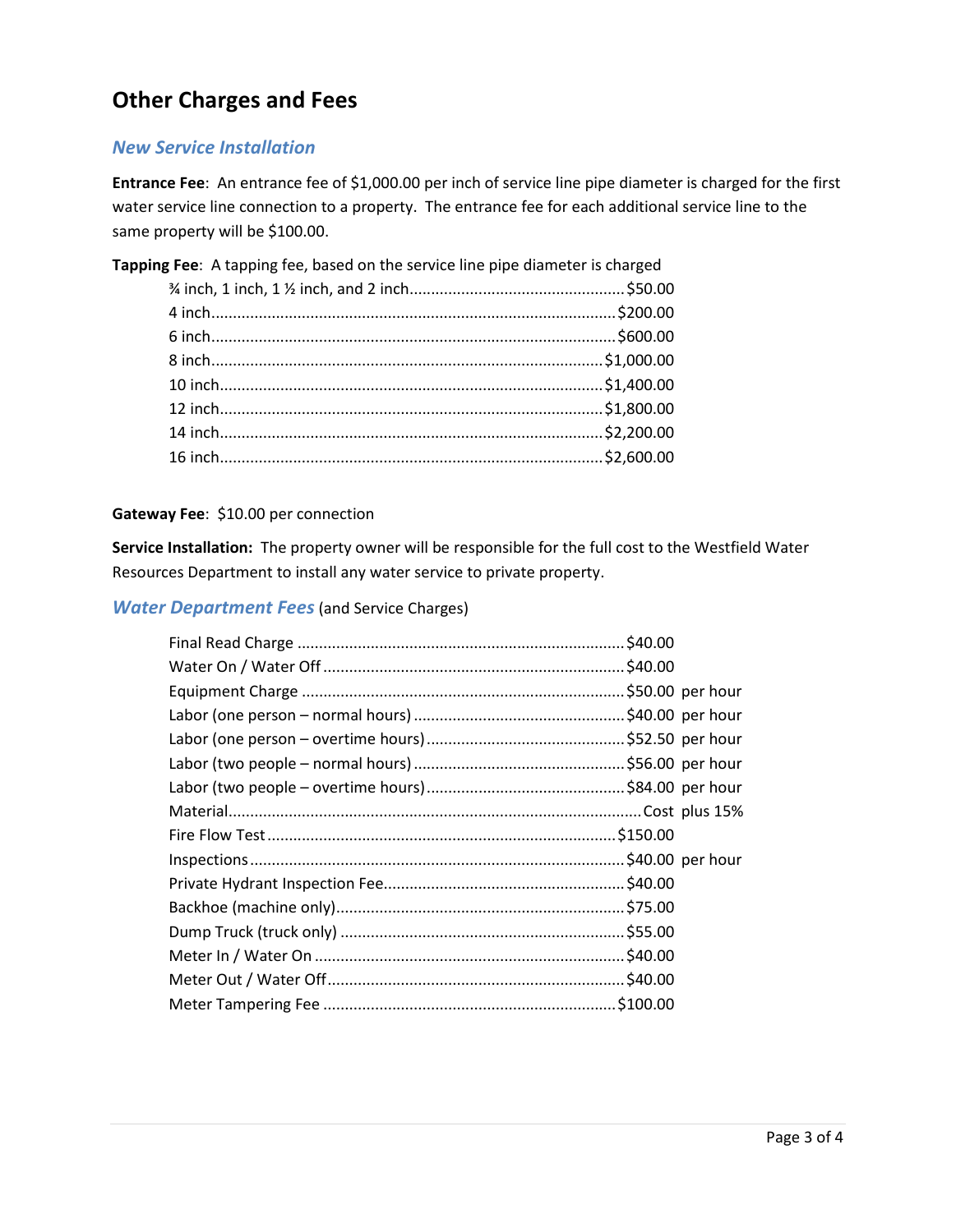## Other Charges and Fees

### *New Service Installation*

**Entrance Fee**: An entrance fee of $1,000.00 per inch of service line pipe diameter is charged for the first water service line connection to a property. The entrance fee for each additional service line to the same property will be $100.00.

**Tapping Fee**: A tapping fee, based on the service line pipe diameter is charged

| Diameter | Fee |
|---|---|
| ¾ inch, 1 inch, 1 ½ inch, and 2 inch | $50.00 |
| 4 inch | $200.00 |
| 6 inch | $600.00 |
| 8 inch | $1,000.00 |
| 10 inch | $1,400.00 |
| 12 inch | $1,800.00 |
| 14 inch | $2,200.00 |
| 16 inch | $2,600.00 |

**Gateway Fee**: $10.00 per connection

**Service Installation:** The property owner will be responsible for the full cost to the Westfield Water Resources Department to install any water service to private property.

### *Water Department Fees* (and Service Charges)

| Item | Fee | |
|---|---|---|
| Final Read Charge | $40.00 | |
| Water On / Water Off | $40.00 | |
| Equipment Charge | $50.00 | per hour |
| Labor (one person – normal hours) | $40.00 | per hour |
| Labor (one person – overtime hours) | $52.50 | per hour |
| Labor (two people – normal hours) | $56.00 | per hour |
| Labor (two people – overtime hours) | $84.00 | per hour |
| Material | Cost | plus 15% |
| Fire Flow Test | $150.00 | |
| Inspections | $40.00 | per hour |
| Private Hydrant Inspection Fee | $40.00 | |
| Backhoe (machine only) | $75.00 | |
| Dump Truck (truck only) | $55.00 | |
| Meter In / Water On | $40.00 | |
| Meter Out / Water Off | $40.00 | |
| Meter Tampering Fee | $100.00 | |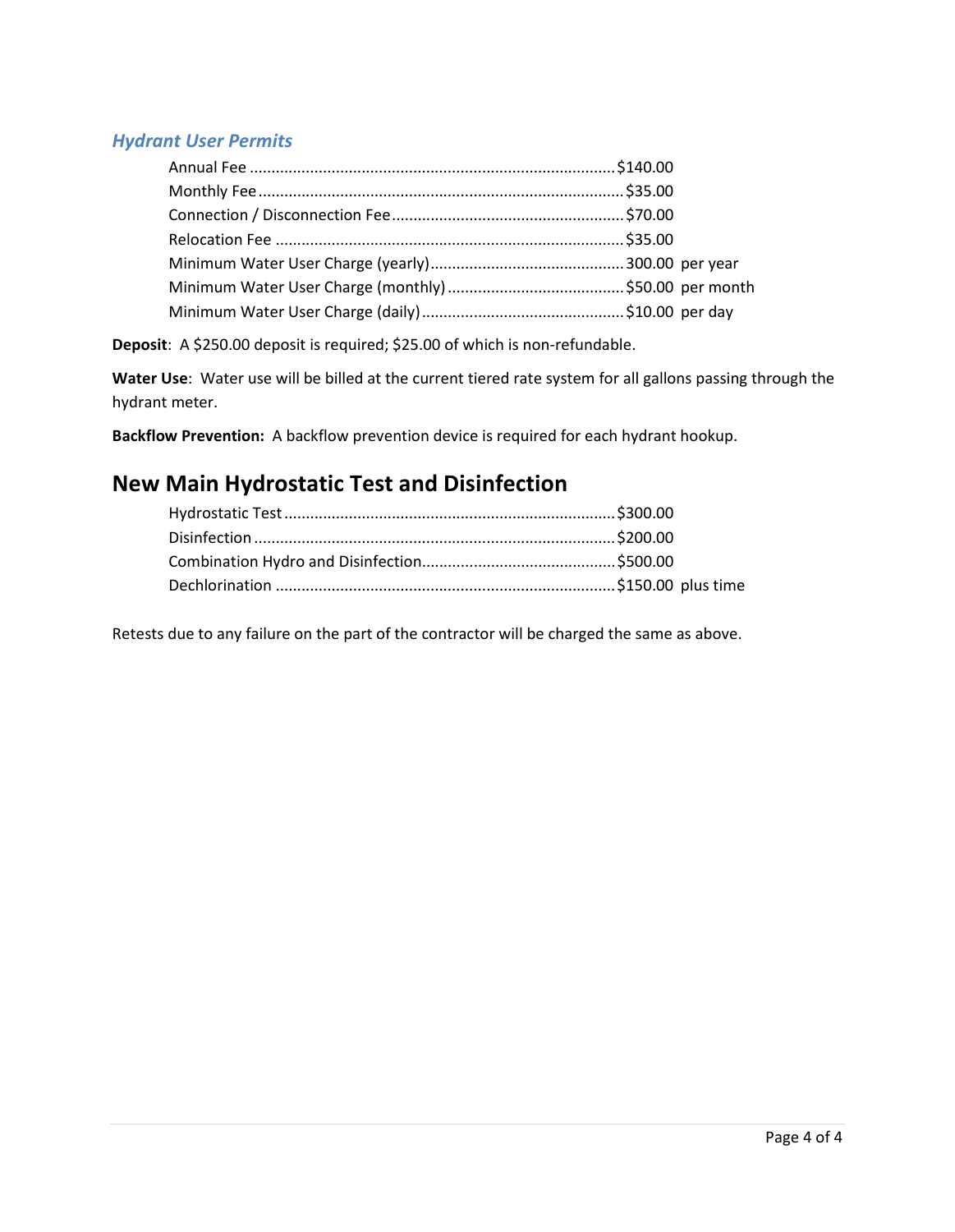### *Hydrant User Permits*

| | | |
|---|---|---|
| Annual Fee | $140.00 | |
| Monthly Fee | $35.00 | |
| Connection / Disconnection Fee | $70.00 | |
| Relocation Fee | $35.00 | |
| Minimum Water User Charge (yearly) | 300.00 | per year |
| Minimum Water User Charge (monthly) | $50.00 | per month |
| Minimum Water User Charge (daily) | $10.00 | per day |

**Deposit**: A $250.00 deposit is required; $25.00 of which is non-refundable.

**Water Use**: Water use will be billed at the current tiered rate system for all gallons passing through the hydrant meter.

**Backflow Prevention:** A backflow prevention device is required for each hydrant hookup.

## New Main Hydrostatic Test and Disinfection

| | | |
|---|---|---|
| Hydrostatic Test | $300.00 | |
| Disinfection | $200.00 | |
| Combination Hydro and Disinfection | $500.00 | |
| Dechlorination | $150.00 | plus time |

Retests due to any failure on the part of the contractor will be charged the same as above.